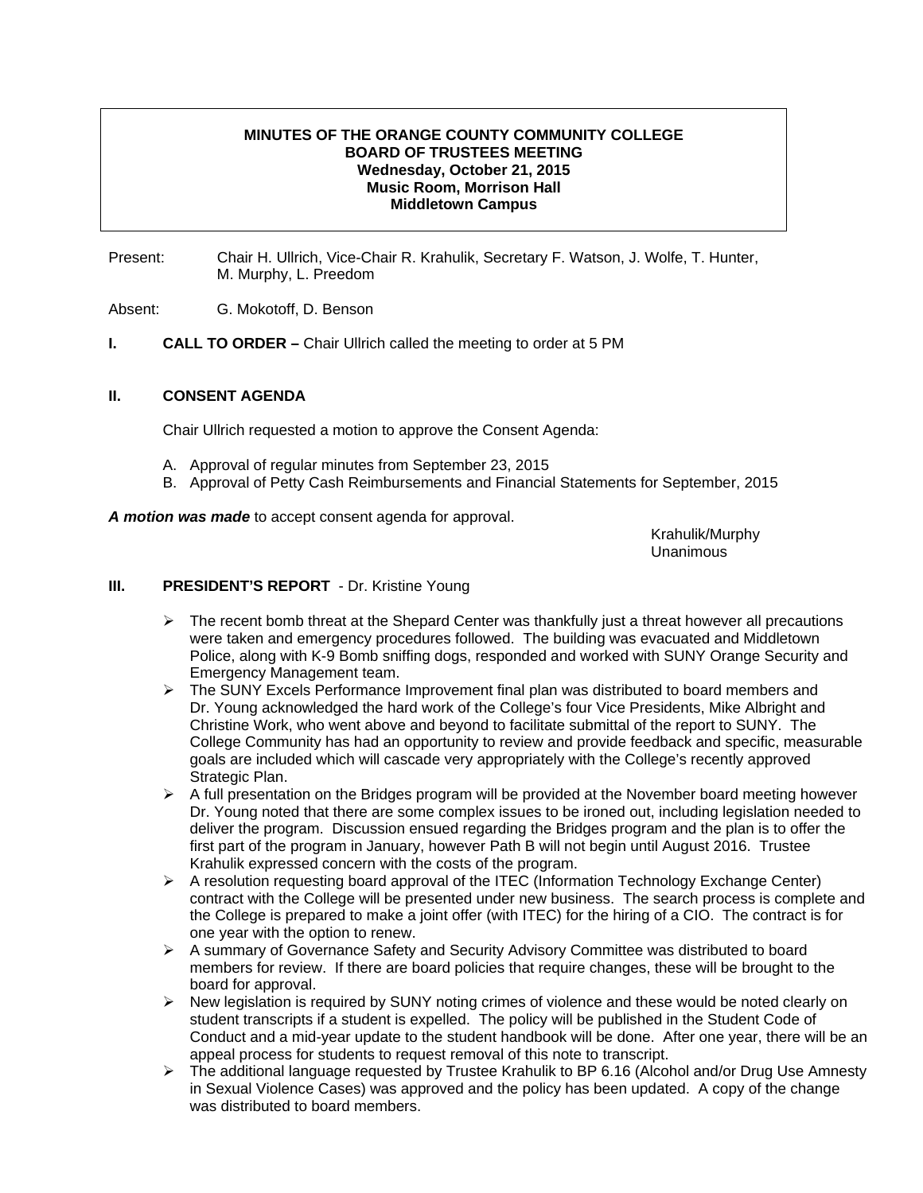**MINUTES OF THE ORANGE COUNTY COMMUNITY COLLEGE**
**BOARD OF TRUSTEES MEETING**
**Wednesday, October 21, 2015**
**Music Room, Morrison Hall**
**Middletown Campus**

Present: Chair H. Ullrich, Vice-Chair R. Krahulik, Secretary F. Watson, J. Wolfe, T. Hunter, M. Murphy, L. Preedom

Absent: G. Mokotoff, D. Benson

**I. CALL TO ORDER –** Chair Ullrich called the meeting to order at 5 PM

**II. CONSENT AGENDA**

Chair Ullrich requested a motion to approve the Consent Agenda:

A. Approval of regular minutes from September 23, 2015
B. Approval of Petty Cash Reimbursements and Financial Statements for September, 2015

***A motion was made*** to accept consent agenda for approval.

Krahulik/Murphy
Unanimous

**III. PRESIDENT'S REPORT** - Dr. Kristine Young

- The recent bomb threat at the Shepard Center was thankfully just a threat however all precautions were taken and emergency procedures followed. The building was evacuated and Middletown Police, along with K-9 Bomb sniffing dogs, responded and worked with SUNY Orange Security and Emergency Management team.
- The SUNY Excels Performance Improvement final plan was distributed to board members and Dr. Young acknowledged the hard work of the College's four Vice Presidents, Mike Albright and Christine Work, who went above and beyond to facilitate submittal of the report to SUNY. The College Community has had an opportunity to review and provide feedback and specific, measurable goals are included which will cascade very appropriately with the College's recently approved Strategic Plan.
- A full presentation on the Bridges program will be provided at the November board meeting however Dr. Young noted that there are some complex issues to be ironed out, including legislation needed to deliver the program. Discussion ensued regarding the Bridges program and the plan is to offer the first part of the program in January, however Path B will not begin until August 2016. Trustee Krahulik expressed concern with the costs of the program.
- A resolution requesting board approval of the ITEC (Information Technology Exchange Center) contract with the College will be presented under new business. The search process is complete and the College is prepared to make a joint offer (with ITEC) for the hiring of a CIO. The contract is for one year with the option to renew.
- A summary of Governance Safety and Security Advisory Committee was distributed to board members for review. If there are board policies that require changes, these will be brought to the board for approval.
- New legislation is required by SUNY noting crimes of violence and these would be noted clearly on student transcripts if a student is expelled. The policy will be published in the Student Code of Conduct and a mid-year update to the student handbook will be done. After one year, there will be an appeal process for students to request removal of this note to transcript.
- The additional language requested by Trustee Krahulik to BP 6.16 (Alcohol and/or Drug Use Amnesty in Sexual Violence Cases) was approved and the policy has been updated. A copy of the change was distributed to board members.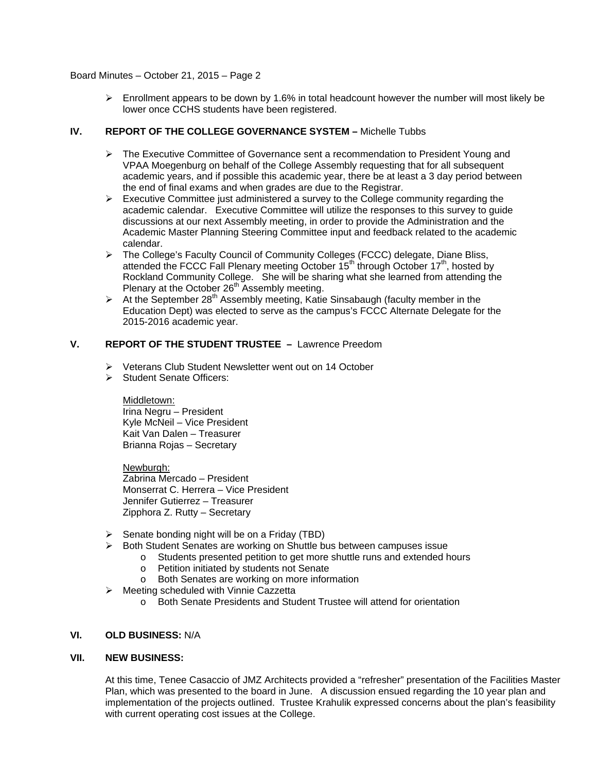- Enrollment appears to be down by 1.6% in total headcount however the number will most likely be lower once CCHS students have been registered.

## IV. REPORT OF THE COLLEGE GOVERNANCE SYSTEM – Michelle Tubbs

- The Executive Committee of Governance sent a recommendation to President Young and VPAA Moegenburg on behalf of the College Assembly requesting that for all subsequent academic years, and if possible this academic year, there be at least a 3 day period between the end of final exams and when grades are due to the Registrar.
- Executive Committee just administered a survey to the College community regarding the academic calendar. Executive Committee will utilize the responses to this survey to guide discussions at our next Assembly meeting, in order to provide the Administration and the Academic Master Planning Steering Committee input and feedback related to the academic calendar.
- The College's Faculty Council of Community Colleges (FCCC) delegate, Diane Bliss, attended the FCCC Fall Plenary meeting October 15th through October 17th, hosted by Rockland Community College. She will be sharing what she learned from attending the Plenary at the October 26th Assembly meeting.
- At the September 28th Assembly meeting, Katie Sinsabaugh (faculty member in the Education Dept) was elected to serve as the campus's FCCC Alternate Delegate for the 2015-2016 academic year.

## V. REPORT OF THE STUDENT TRUSTEE – Lawrence Preedom

- Veterans Club Student Newsletter went out on 14 October
- Student Senate Officers:

  Middletown:
  Irina Negru – President
  Kyle McNeil – Vice President
  Kait Van Dalen – Treasurer
  Brianna Rojas – Secretary

  Newburgh:
  Zabrina Mercado – President
  Monserrat C. Herrera – Vice President
  Jennifer Gutierrez – Treasurer
  Zipphora Z. Rutty – Secretary

- Senate bonding night will be on a Friday (TBD)
- Both Student Senates are working on Shuttle bus between campuses issue
  - Students presented petition to get more shuttle runs and extended hours
  - Petition initiated by students not Senate
  - Both Senates are working on more information
- Meeting scheduled with Vinnie Cazzetta
  - Both Senate Presidents and Student Trustee will attend for orientation

## VI. OLD BUSINESS: N/A

## VII. NEW BUSINESS:

At this time, Tenee Casaccio of JMZ Architects provided a "refresher" presentation of the Facilities Master Plan, which was presented to the board in June. A discussion ensued regarding the 10 year plan and implementation of the projects outlined. Trustee Krahulik expressed concerns about the plan's feasibility with current operating cost issues at the College.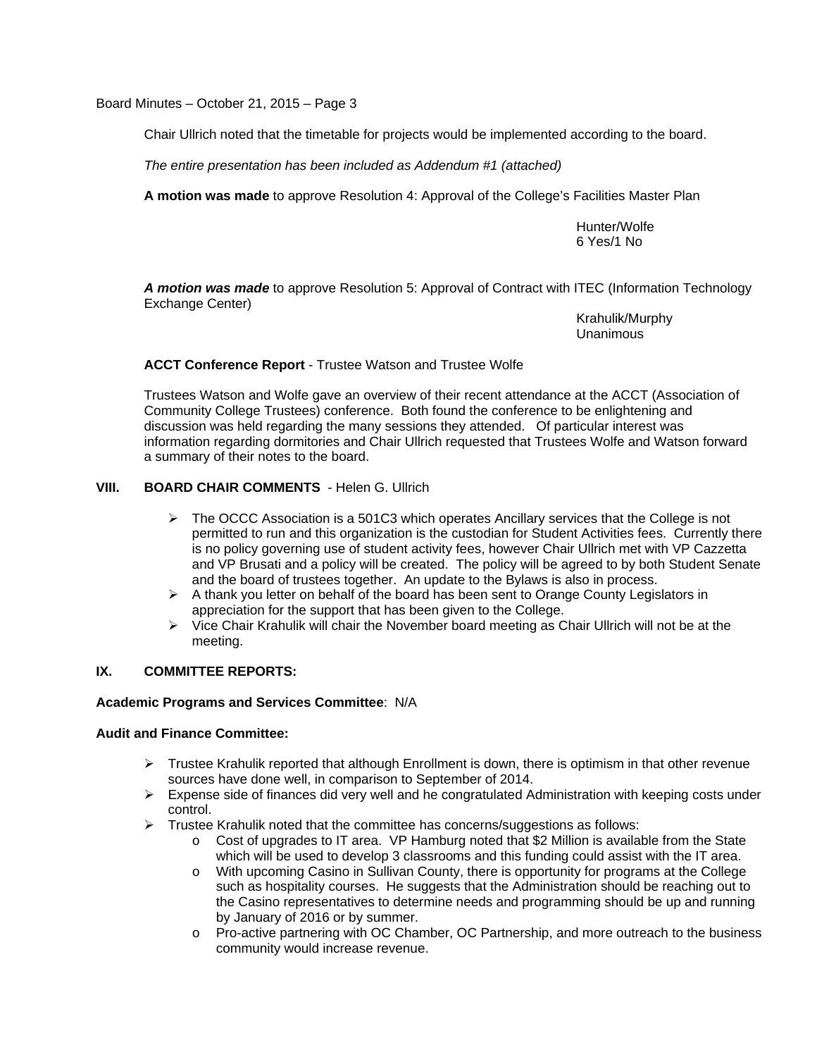Chair Ullrich noted that the timetable for projects would be implemented according to the board.

*The entire presentation has been included as Addendum #1 (attached)*

**A motion was made** to approve Resolution 4: Approval of the College's Facilities Master Plan

Hunter/Wolfe
6 Yes/1 No

***A motion was made*** to approve Resolution 5: Approval of Contract with ITEC (Information Technology Exchange Center)

Krahulik/Murphy
Unanimous

**ACCT Conference Report** - Trustee Watson and Trustee Wolfe

Trustees Watson and Wolfe gave an overview of their recent attendance at the ACCT (Association of Community College Trustees) conference. Both found the conference to be enlightening and discussion was held regarding the many sessions they attended. Of particular interest was information regarding dormitories and Chair Ullrich requested that Trustees Wolfe and Watson forward a summary of their notes to the board.

## VIII. BOARD CHAIR COMMENTS - Helen G. Ullrich

- The OCCC Association is a 501C3 which operates Ancillary services that the College is not permitted to run and this organization is the custodian for Student Activities fees. Currently there is no policy governing use of student activity fees, however Chair Ullrich met with VP Cazzetta and VP Brusati and a policy will be created. The policy will be agreed to by both Student Senate and the board of trustees together. An update to the Bylaws is also in process.
- A thank you letter on behalf of the board has been sent to Orange County Legislators in appreciation for the support that has been given to the College.
- Vice Chair Krahulik will chair the November board meeting as Chair Ullrich will not be at the meeting.

## IX. COMMITTEE REPORTS:

**Academic Programs and Services Committee**: N/A

**Audit and Finance Committee:**

- Trustee Krahulik reported that although Enrollment is down, there is optimism in that other revenue sources have done well, in comparison to September of 2014.
- Expense side of finances did very well and he congratulated Administration with keeping costs under control.
- Trustee Krahulik noted that the committee has concerns/suggestions as follows:
  - Cost of upgrades to IT area. VP Hamburg noted that $2 Million is available from the State which will be used to develop 3 classrooms and this funding could assist with the IT area.
  - With upcoming Casino in Sullivan County, there is opportunity for programs at the College such as hospitality courses. He suggests that the Administration should be reaching out to the Casino representatives to determine needs and programming should be up and running by January of 2016 or by summer.
  - Pro-active partnering with OC Chamber, OC Partnership, and more outreach to the business community would increase revenue.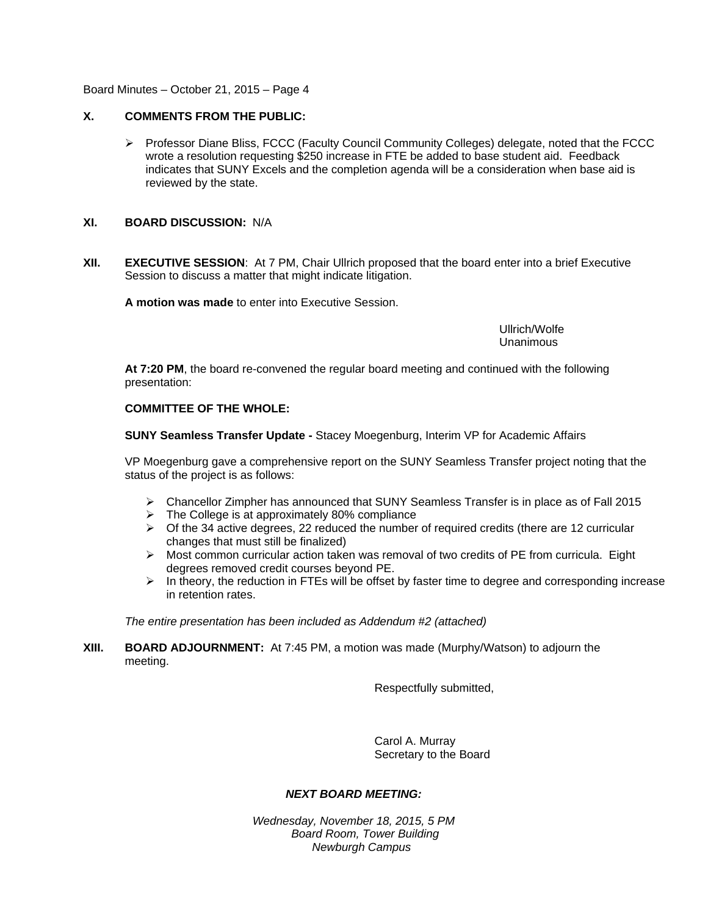**X. COMMENTS FROM THE PUBLIC:**

- Professor Diane Bliss, FCCC (Faculty Council Community Colleges) delegate, noted that the FCCC wrote a resolution requesting $250 increase in FTE be added to base student aid. Feedback indicates that SUNY Excels and the completion agenda will be a consideration when base aid is reviewed by the state.

**XI. BOARD DISCUSSION:** N/A

**XII. EXECUTIVE SESSION**: At 7 PM, Chair Ullrich proposed that the board enter into a brief Executive Session to discuss a matter that might indicate litigation.

**A motion was made** to enter into Executive Session.

Ullrich/Wolfe
Unanimous

**At 7:20 PM**, the board re-convened the regular board meeting and continued with the following presentation:

**COMMITTEE OF THE WHOLE:**

**SUNY Seamless Transfer Update -** Stacey Moegenburg, Interim VP for Academic Affairs

VP Moegenburg gave a comprehensive report on the SUNY Seamless Transfer project noting that the status of the project is as follows:

- Chancellor Zimpher has announced that SUNY Seamless Transfer is in place as of Fall 2015
- The College is at approximately 80% compliance
- Of the 34 active degrees, 22 reduced the number of required credits (there are 12 curricular changes that must still be finalized)
- Most common curricular action taken was removal of two credits of PE from curricula. Eight degrees removed credit courses beyond PE.
- In theory, the reduction in FTEs will be offset by faster time to degree and corresponding increase in retention rates.

*The entire presentation has been included as Addendum #2 (attached)*

**XIII. BOARD ADJOURNMENT:** At 7:45 PM, a motion was made (Murphy/Watson) to adjourn the meeting.

Respectfully submitted,

Carol A. Murray
Secretary to the Board

***NEXT BOARD MEETING:***

*Wednesday, November 18, 2015, 5 PM*
*Board Room, Tower Building*
*Newburgh Campus*